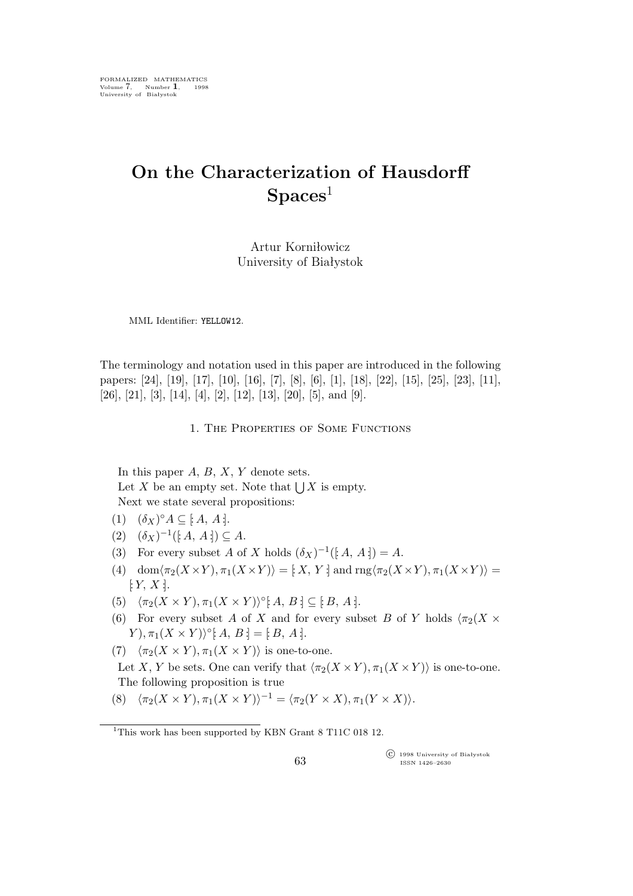FORMALIZED MATHEMATICS
Volume 7, Number 1, 1998
University of Białystok

# On the Characterization of Hausdorff Spaces[1]

Artur Korniłowicz
University of Białystok

MML Identifier: YELLOW12.

The terminology and notation used in this paper are introduced in the following papers: [24], [19], [17], [10], [16], [7], [8], [6], [1], [18], [22], [15], [25], [23], [11], [26], [21], [3], [14], [4], [2], [12], [13], [20], [5], and [9].

## 1. The Properties of Some Functions

In this paper $A$, $B$, $X$, $Y$ denote sets.

Let $X$ be an empty set. Note that $\bigcup X$ is empty.

Next we state several propositions:

(1) $(\delta_X)^\circ A \subseteq [\!: A, A :\!]$.

(2) $(\delta_X)^{-1}([\!: A, A :\!]) \subseteq A$.

(3) For every subset $A$ of $X$ holds $(\delta_X)^{-1}([\!: A, A :\!]) = A$.

(4) $\mathrm{dom}\langle \pi_2(X \times Y), \pi_1(X \times Y)\rangle = [\!: X, Y :\!]$ and $\mathrm{rng}\langle \pi_2(X \times Y), \pi_1(X \times Y)\rangle = [\!: Y, X :\!]$.

(5) $\langle \pi_2(X \times Y), \pi_1(X \times Y)\rangle^\circ [\!: A, B :\!] \subseteq [\!: B, A :\!]$.

(6) For every subset $A$ of $X$ and for every subset $B$ of $Y$ holds $\langle \pi_2(X \times Y), \pi_1(X \times Y)\rangle^\circ [\!: A, B :\!] = [\!: B, A :\!]$.

(7) $\langle \pi_2(X \times Y), \pi_1(X \times Y)\rangle$ is one-to-one.

Let $X$, $Y$ be sets. One can verify that $\langle \pi_2(X \times Y), \pi_1(X \times Y)\rangle$ is one-to-one.

The following proposition is true

(8) $\langle \pi_2(X \times Y), \pi_1(X \times Y)\rangle^{-1} = \langle \pi_2(Y \times X), \pi_1(Y \times X)\rangle$.

[1]This work has been supported by KBN Grant 8 T11C 018 12.

© 1998 University of Białystok
ISSN 1426–2630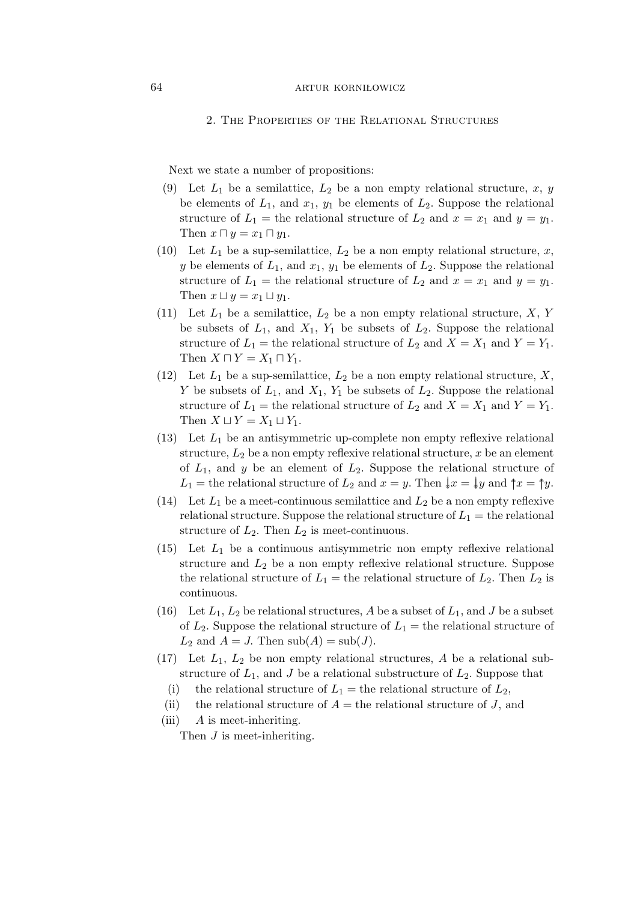## 2. The Properties of the Relational Structures

Next we state a number of propositions:

(9) Let $L_1$ be a semilattice, $L_2$ be a non empty relational structure, $x$, $y$ be elements of $L_1$, and $x_1$, $y_1$ be elements of $L_2$. Suppose the relational structure of $L_1$ = the relational structure of $L_2$ and $x = x_1$ and $y = y_1$. Then $x \sqcap y = x_1 \sqcap y_1$.

(10) Let $L_1$ be a sup-semilattice, $L_2$ be a non empty relational structure, $x$, $y$ be elements of $L_1$, and $x_1$, $y_1$ be elements of $L_2$. Suppose the relational structure of $L_1$ = the relational structure of $L_2$ and $x = x_1$ and $y = y_1$. Then $x \sqcup y = x_1 \sqcup y_1$.

(11) Let $L_1$ be a semilattice, $L_2$ be a non empty relational structure, $X$, $Y$ be subsets of $L_1$, and $X_1$, $Y_1$ be subsets of $L_2$. Suppose the relational structure of $L_1$ = the relational structure of $L_2$ and $X = X_1$ and $Y = Y_1$. Then $X \sqcap Y = X_1 \sqcap Y_1$.

(12) Let $L_1$ be a sup-semilattice, $L_2$ be a non empty relational structure, $X$, $Y$ be subsets of $L_1$, and $X_1$, $Y_1$ be subsets of $L_2$. Suppose the relational structure of $L_1$ = the relational structure of $L_2$ and $X = X_1$ and $Y = Y_1$. Then $X \sqcup Y = X_1 \sqcup Y_1$.

(13) Let $L_1$ be an antisymmetric up-complete non empty reflexive relational structure, $L_2$ be a non empty reflexive relational structure, $x$ be an element of $L_1$, and $y$ be an element of $L_2$. Suppose the relational structure of $L_1$ = the relational structure of $L_2$ and $x = y$. Then $\downarrow\!\!\downarrow x = \downarrow\!\!\downarrow y$ and $\uparrow\!\!\uparrow x = \uparrow\!\!\uparrow y$.

(14) Let $L_1$ be a meet-continuous semilattice and $L_2$ be a non empty reflexive relational structure. Suppose the relational structure of $L_1$ = the relational structure of $L_2$. Then $L_2$ is meet-continuous.

(15) Let $L_1$ be a continuous antisymmetric non empty reflexive relational structure and $L_2$ be a non empty reflexive relational structure. Suppose the relational structure of $L_1$ = the relational structure of $L_2$. Then $L_2$ is continuous.

(16) Let $L_1$, $L_2$ be relational structures, $A$ be a subset of $L_1$, and $J$ be a subset of $L_2$. Suppose the relational structure of $L_1$ = the relational structure of $L_2$ and $A = J$. Then $\mathrm{sub}(A) = \mathrm{sub}(J)$.

(17) Let $L_1$, $L_2$ be non empty relational structures, $A$ be a relational substructure of $L_1$, and $J$ be a relational substructure of $L_2$. Suppose that
  (i) the relational structure of $L_1$ = the relational structure of $L_2$,
  (ii) the relational structure of $A$ = the relational structure of $J$, and
  (iii) $A$ is meet-inheriting.

  Then $J$ is meet-inheriting.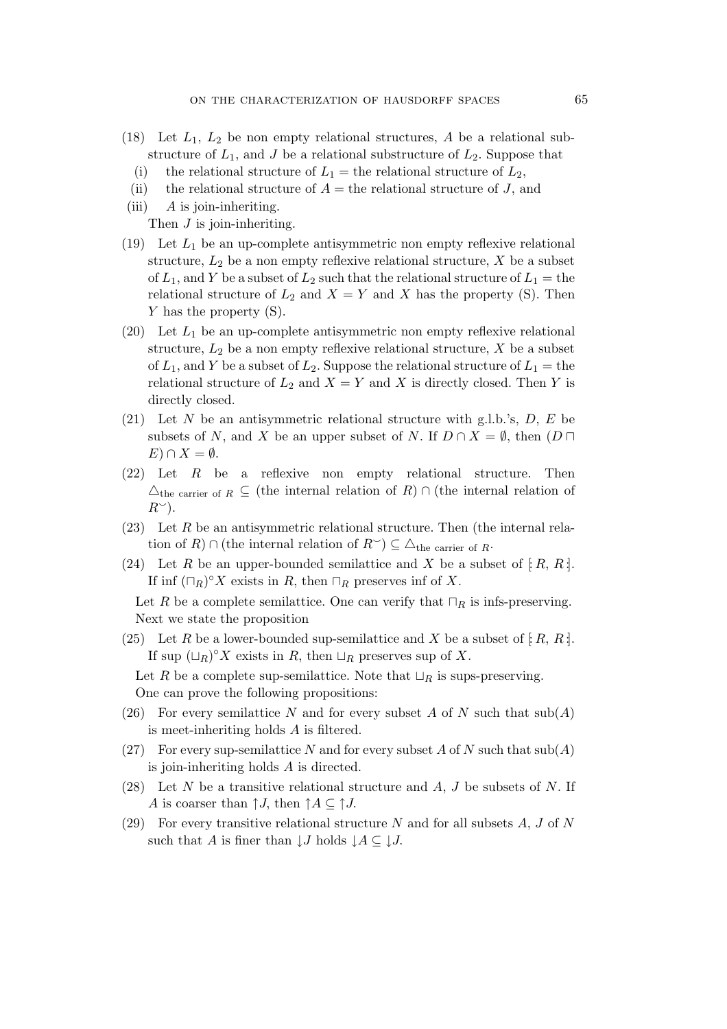(18) Let $L_1$, $L_2$ be non empty relational structures, $A$ be a relational substructure of $L_1$, and $J$ be a relational substructure of $L_2$. Suppose that

  (i) the relational structure of $L_1$ = the relational structure of $L_2$,

  (ii) the relational structure of $A$ = the relational structure of $J$, and

  (iii) $A$ is join-inheriting.

  Then $J$ is join-inheriting.

(19) Let $L_1$ be an up-complete antisymmetric non empty reflexive relational structure, $L_2$ be a non empty reflexive relational structure, $X$ be a subset of $L_1$, and $Y$ be a subset of $L_2$ such that the relational structure of $L_1$ = the relational structure of $L_2$ and $X = Y$ and $X$ has the property (S). Then $Y$ has the property (S).

(20) Let $L_1$ be an up-complete antisymmetric non empty reflexive relational structure, $L_2$ be a non empty reflexive relational structure, $X$ be a subset of $L_1$, and $Y$ be a subset of $L_2$. Suppose the relational structure of $L_1$ = the relational structure of $L_2$ and $X = Y$ and $X$ is directly closed. Then $Y$ is directly closed.

(21) Let $N$ be an antisymmetric relational structure with g.l.b.'s, $D$, $E$ be subsets of $N$, and $X$ be an upper subset of $N$. If $D \cap X = \emptyset$, then $(D \sqcap E) \cap X = \emptyset$.

(22) Let $R$ be a reflexive non empty relational structure. Then $\triangle_{\text{the carrier of } R} \subseteq$ (the internal relation of $R$) $\cap$ (the internal relation of $R^{\smile}$).

(23) Let $R$ be an antisymmetric relational structure. Then (the internal relation of $R$) $\cap$ (the internal relation of $R^{\smile}$) $\subseteq \triangle_{\text{the carrier of } R}$.

(24) Let $R$ be an upper-bounded semilattice and $X$ be a subset of $[\!: R, R :\!]$. If $\inf (\sqcap_R)^{\circ} X$ exists in $R$, then $\sqcap_R$ preserves inf of $X$.

Let $R$ be a complete semilattice. One can verify that $\sqcap_R$ is infs-preserving.

Next we state the proposition

(25) Let $R$ be a lower-bounded sup-semilattice and $X$ be a subset of $[\!: R, R :\!]$. If $\sup (\sqcup_R)^{\circ} X$ exists in $R$, then $\sqcup_R$ preserves sup of $X$.

Let $R$ be a complete sup-semilattice. Note that $\sqcup_R$ is sups-preserving.

One can prove the following propositions:

(26) For every semilattice $N$ and for every subset $A$ of $N$ such that $\text{sub}(A)$ is meet-inheriting holds $A$ is filtered.

(27) For every sup-semilattice $N$ and for every subset $A$ of $N$ such that $\text{sub}(A)$ is join-inheriting holds $A$ is directed.

(28) Let $N$ be a transitive relational structure and $A$, $J$ be subsets of $N$. If $A$ is coarser than $\uparrow J$, then $\uparrow A \subseteq \uparrow J$.

(29) For every transitive relational structure $N$ and for all subsets $A$, $J$ of $N$ such that $A$ is finer than $\downarrow J$ holds $\downarrow A \subseteq \downarrow J$.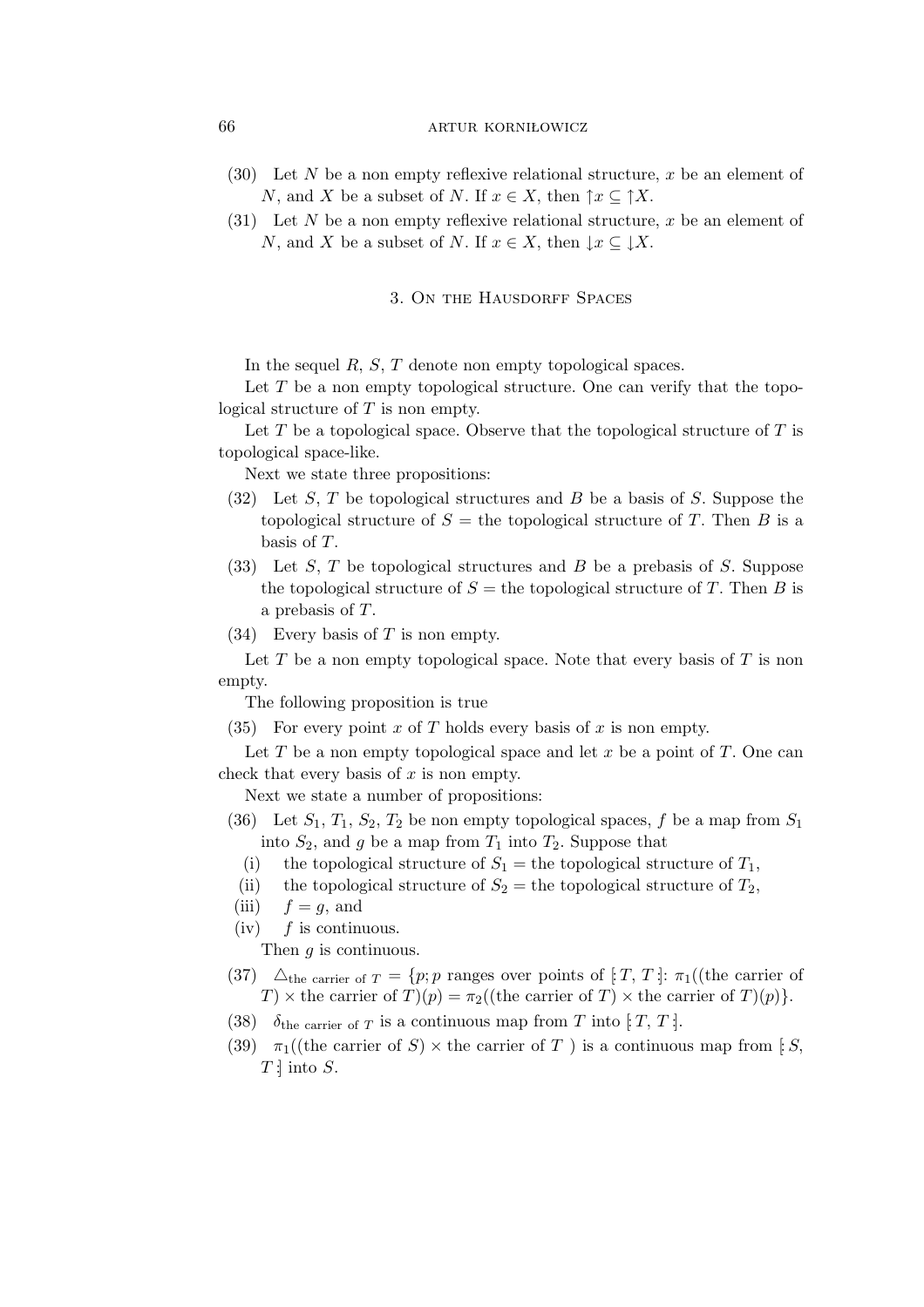(30) Let $N$ be a non empty reflexive relational structure, $x$ be an element of $N$, and $X$ be a subset of $N$. If $x \in X$, then $\uparrow x \subseteq \uparrow X$.

(31) Let $N$ be a non empty reflexive relational structure, $x$ be an element of $N$, and $X$ be a subset of $N$. If $x \in X$, then $\downarrow x \subseteq \downarrow X$.

## 3. On the Hausdorff Spaces

In the sequel $R$, $S$, $T$ denote non empty topological spaces.

Let $T$ be a non empty topological structure. One can verify that the topological structure of $T$ is non empty.

Let $T$ be a topological space. Observe that the topological structure of $T$ is topological space-like.

Next we state three propositions:

(32) Let $S$, $T$ be topological structures and $B$ be a basis of $S$. Suppose the topological structure of $S$ = the topological structure of $T$. Then $B$ is a basis of $T$.

(33) Let $S$, $T$ be topological structures and $B$ be a prebasis of $S$. Suppose the topological structure of $S$ = the topological structure of $T$. Then $B$ is a prebasis of $T$.

(34) Every basis of $T$ is non empty.

Let $T$ be a non empty topological space. Note that every basis of $T$ is non empty.

The following proposition is true

(35) For every point $x$ of $T$ holds every basis of $x$ is non empty.

Let $T$ be a non empty topological space and let $x$ be a point of $T$. One can check that every basis of $x$ is non empty.

Next we state a number of propositions:

(36) Let $S_1$, $T_1$, $S_2$, $T_2$ be non empty topological spaces, $f$ be a map from $S_1$ into $S_2$, and $g$ be a map from $T_1$ into $T_2$. Suppose that

(i) the topological structure of $S_1$ = the topological structure of $T_1$,

(ii) the topological structure of $S_2$ = the topological structure of $T_2$,

(iii) $f = g$, and

(iv) $f$ is continuous.

Then $g$ is continuous.

(37) $\triangle_{\text{the carrier of } T} = \{p; p \text{ ranges over points of } [\!: T, T :\!]: \pi_1(\text{(the carrier of } T) \times \text{the carrier of } T)(p) = \pi_2(\text{(the carrier of } T) \times \text{the carrier of } T)(p)\}$.

(38) $\delta_{\text{the carrier of } T}$ is a continuous map from $T$ into $[\!: T, T :\!]$.

(39) $\pi_1$((the carrier of $S$) $\times$ the carrier of $T$ ) is a continuous map from $[\!: S, T :\!]$ into $S$.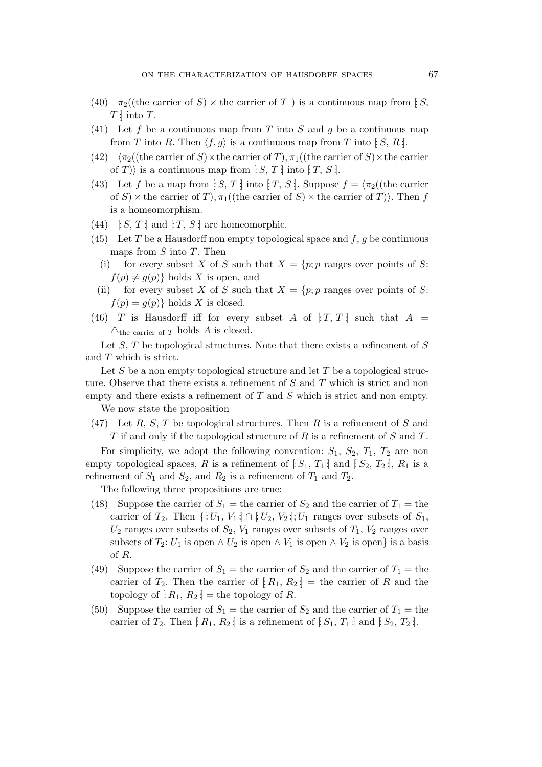(40) $\pi_2$((the carrier of $S$) $\times$ the carrier of $T$ ) is a continuous map from $[\!:S, T:\!]$ into $T$.

(41) Let $f$ be a continuous map from $T$ into $S$ and $g$ be a continuous map from $T$ into $R$. Then $\langle f, g\rangle$ is a continuous map from $T$ into $[\!:S, R:\!]$.

(42) $\langle\pi_2$((the carrier of $S$)$\times$the carrier of $T$)$, \pi_1$((the carrier of $S$)$\times$the carrier of $T$)$\rangle$ is a continuous map from $[\!:S, T:\!]$ into $[\!:T, S:\!]$.

(43) Let $f$ be a map from $[\!:S, T:\!]$ into $[\!:T, S:\!]$. Suppose $f = \langle\pi_2$((the carrier of $S$) $\times$ the carrier of $T$)$, \pi_1$((the carrier of $S$) $\times$ the carrier of $T$)$\rangle$. Then $f$ is a homeomorphism.

(44) $[\!:S, T:\!]$ and $[\!:T, S:\!]$ are homeomorphic.

(45) Let $T$ be a Hausdorff non empty topological space and $f$, $g$ be continuous maps from $S$ into $T$. Then

 (i) for every subset $X$ of $S$ such that $X = \{p; p$ ranges over points of $S$: $f(p) \neq g(p)\}$ holds $X$ is open, and

 (ii) for every subset $X$ of $S$ such that $X = \{p; p$ ranges over points of $S$: $f(p) = g(p)\}$ holds $X$ is closed.

(46) $T$ is Hausdorff iff for every subset $A$ of $[\!:T, T:\!]$ such that $A = \triangle_{\text{the carrier of } T}$ holds $A$ is closed.

Let $S$, $T$ be topological structures. Note that there exists a refinement of $S$ and $T$ which is strict.

Let $S$ be a non empty topological structure and let $T$ be a topological structure. Observe that there exists a refinement of $S$ and $T$ which is strict and non empty and there exists a refinement of $T$ and $S$ which is strict and non empty.

We now state the proposition

(47) Let $R$, $S$, $T$ be topological structures. Then $R$ is a refinement of $S$ and $T$ if and only if the topological structure of $R$ is a refinement of $S$ and $T$.

For simplicity, we adopt the following convention: $S_1$, $S_2$, $T_1$, $T_2$ are non empty topological spaces, $R$ is a refinement of $[\!:S_1, T_1:\!]$ and $[\!:S_2, T_2:\!]$, $R_1$ is a refinement of $S_1$ and $S_2$, and $R_2$ is a refinement of $T_1$ and $T_2$.

The following three propositions are true:

(48) Suppose the carrier of $S_1$ = the carrier of $S_2$ and the carrier of $T_1$ = the carrier of $T_2$. Then $\{[\!:U_1, V_1:\!] \cap [\!:U_2, V_2:\!]; U_1$ ranges over subsets of $S_1$, $U_2$ ranges over subsets of $S_2$, $V_1$ ranges over subsets of $T_1$, $V_2$ ranges over subsets of $T_2$: $U_1$ is open $\wedge$ $U_2$ is open $\wedge$ $V_1$ is open $\wedge$ $V_2$ is open$\}$ is a basis of $R$.

(49) Suppose the carrier of $S_1$ = the carrier of $S_2$ and the carrier of $T_1$ = the carrier of $T_2$. Then the carrier of $[\!:R_1, R_2:\!]$ = the carrier of $R$ and the topology of $[\!:R_1, R_2:\!]$ = the topology of $R$.

(50) Suppose the carrier of $S_1$ = the carrier of $S_2$ and the carrier of $T_1$ = the carrier of $T_2$. Then $[\!:R_1, R_2:\!]$ is a refinement of $[\!:S_1, T_1:\!]$ and $[\!:S_2, T_2:\!]$.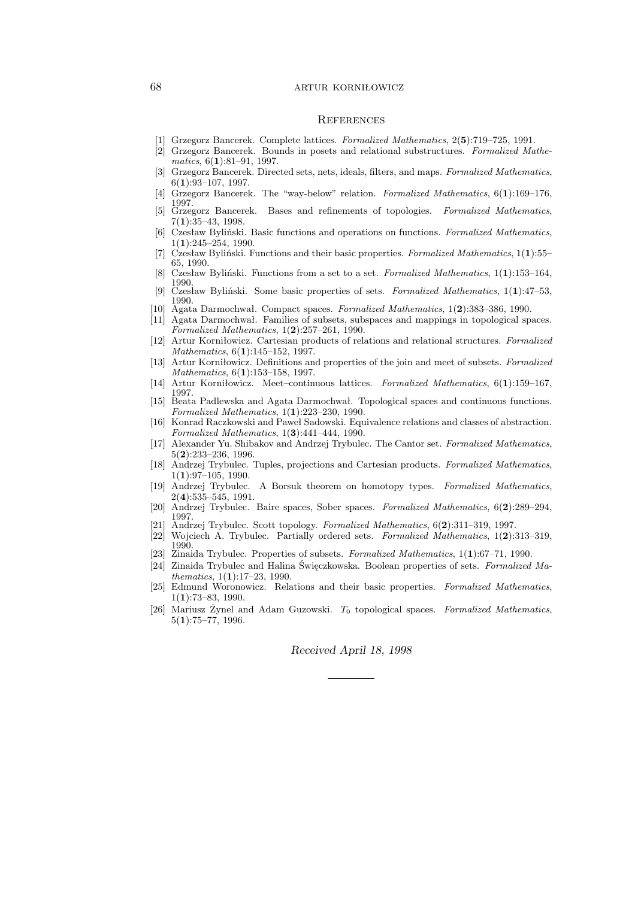## References

[1] Grzegorz Bancerek. Complete lattices. *Formalized Mathematics*, 2(**5**):719–725, 1991.

[2] Grzegorz Bancerek. Bounds in posets and relational substructures. *Formalized Mathematics*, 6(**1**):81–91, 1997.

[3] Grzegorz Bancerek. Directed sets, nets, ideals, filters, and maps. *Formalized Mathematics*, 6(**1**):93–107, 1997.

[4] Grzegorz Bancerek. The "way-below" relation. *Formalized Mathematics*, 6(**1**):169–176, 1997.

[5] Grzegorz Bancerek. Bases and refinements of topologies. *Formalized Mathematics*, 7(**1**):35–43, 1998.

[6] Czesław Byliński. Basic functions and operations on functions. *Formalized Mathematics*, 1(**1**):245–254, 1990.

[7] Czesław Byliński. Functions and their basic properties. *Formalized Mathematics*, 1(**1**):55–65, 1990.

[8] Czesław Byliński. Functions from a set to a set. *Formalized Mathematics*, 1(**1**):153–164, 1990.

[9] Czesław Byliński. Some basic properties of sets. *Formalized Mathematics*, 1(**1**):47–53, 1990.

[10] Agata Darmochwał. Compact spaces. *Formalized Mathematics*, 1(**2**):383–386, 1990.

[11] Agata Darmochwał. Families of subsets, subspaces and mappings in topological spaces. *Formalized Mathematics*, 1(**2**):257–261, 1990.

[12] Artur Korniłowicz. Cartesian products of relations and relational structures. *Formalized Mathematics*, 6(**1**):145–152, 1997.

[13] Artur Korniłowicz. Definitions and properties of the join and meet of subsets. *Formalized Mathematics*, 6(**1**):153–158, 1997.

[14] Artur Korniłowicz. Meet–continuous lattices. *Formalized Mathematics*, 6(**1**):159–167, 1997.

[15] Beata Padlewska and Agata Darmochwał. Topological spaces and continuous functions. *Formalized Mathematics*, 1(**1**):223–230, 1990.

[16] Konrad Raczkowski and Paweł Sadowski. Equivalence relations and classes of abstraction. *Formalized Mathematics*, 1(**3**):441–444, 1990.

[17] Alexander Yu. Shibakov and Andrzej Trybulec. The Cantor set. *Formalized Mathematics*, 5(**2**):233–236, 1996.

[18] Andrzej Trybulec. Tuples, projections and Cartesian products. *Formalized Mathematics*, 1(**1**):97–105, 1990.

[19] Andrzej Trybulec. A Borsuk theorem on homotopy types. *Formalized Mathematics*, 2(**4**):535–545, 1991.

[20] Andrzej Trybulec. Baire spaces, Sober spaces. *Formalized Mathematics*, 6(**2**):289–294, 1997.

[21] Andrzej Trybulec. Scott topology. *Formalized Mathematics*, 6(**2**):311–319, 1997.

[22] Wojciech A. Trybulec. Partially ordered sets. *Formalized Mathematics*, 1(**2**):313–319, 1990.

[23] Zinaida Trybulec. Properties of subsets. *Formalized Mathematics*, 1(**1**):67–71, 1990.

[24] Zinaida Trybulec and Halina Święczkowska. Boolean properties of sets. *Formalized Mathematics*, 1(**1**):17–23, 1990.

[25] Edmund Woronowicz. Relations and their basic properties. *Formalized Mathematics*, 1(**1**):73–83, 1990.

[26] Mariusz Żynel and Adam Guzowski. $T_0$ topological spaces. *Formalized Mathematics*, 5(**1**):75–77, 1996.

*Received April 18, 1998*